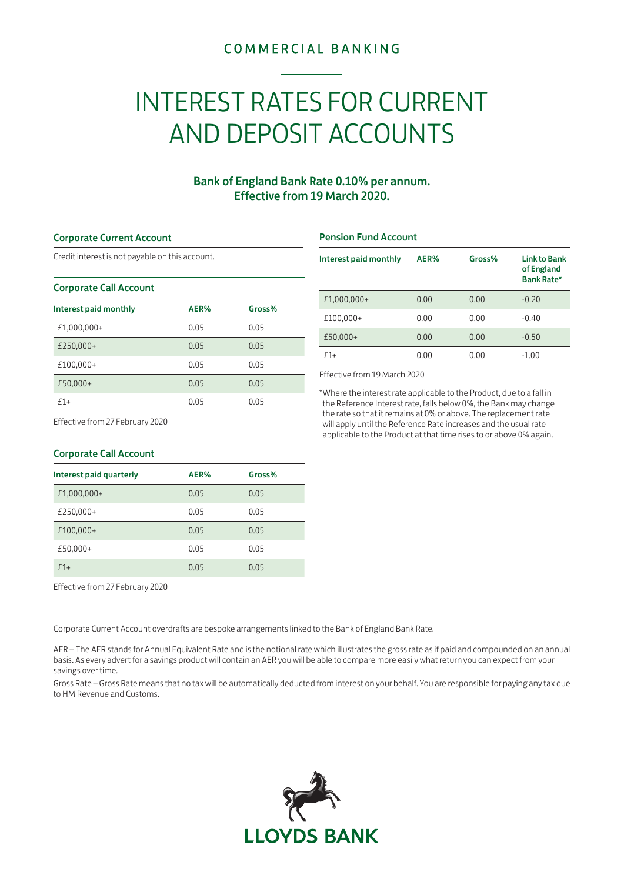COMMERCIAL BANKING

# INTEREST RATES FOR CURRENT AND DEPOSIT ACCOUNTS

**Bank of England Bank Rate 0.10% per annum.**
**Effective from 19 March 2020.**

### Corporate Current Account

Credit interest is not payable on this account.

### Corporate Call Account

| Interest paid monthly | AER% | Gross% |
|---|---|---|
| £1,000,000+ | 0.05 | 0.05 |
| £250,000+ | 0.05 | 0.05 |
| £100,000+ | 0.05 | 0.05 |
| £50,000+ | 0.05 | 0.05 |
| £1+ | 0.05 | 0.05 |

Effective from 27 February 2020

### Corporate Call Account

| Interest paid quarterly | AER% | Gross% |
|---|---|---|
| £1,000,000+ | 0.05 | 0.05 |
| £250,000+ | 0.05 | 0.05 |
| £100,000+ | 0.05 | 0.05 |
| £50,000+ | 0.05 | 0.05 |
| £1+ | 0.05 | 0.05 |

Effective from 27 February 2020

### Pension Fund Account

| Interest paid monthly | AER% | Gross% | Link to Bank of England Bank Rate* |
|---|---|---|---|
| £1,000,000+ | 0.00 | 0.00 | -0.20 |
| £100,000+ | 0.00 | 0.00 | -0.40 |
| £50,000+ | 0.00 | 0.00 | -0.50 |
| £1+ | 0.00 | 0.00 | -1.00 |

Effective from 19 March 2020

*Where the interest rate applicable to the Product, due to a fall in the Reference Interest rate, falls below 0%, the Bank may change the rate so that it remains at 0% or above. The replacement rate will apply until the Reference Rate increases and the usual rate applicable to the Product at that time rises to or above 0% again.

Corporate Current Account overdrafts are bespoke arrangements linked to the Bank of England Bank Rate.

AER – The AER stands for Annual Equivalent Rate and is the notional rate which illustrates the gross rate as if paid and compounded on an annual basis. As every advert for a savings product will contain an AER you will be able to compare more easily what return you can expect from your savings over time.

Gross Rate – Gross Rate means that no tax will be automatically deducted from interest on your behalf. You are responsible for paying any tax due to HM Revenue and Customs.

LLOYDS BANK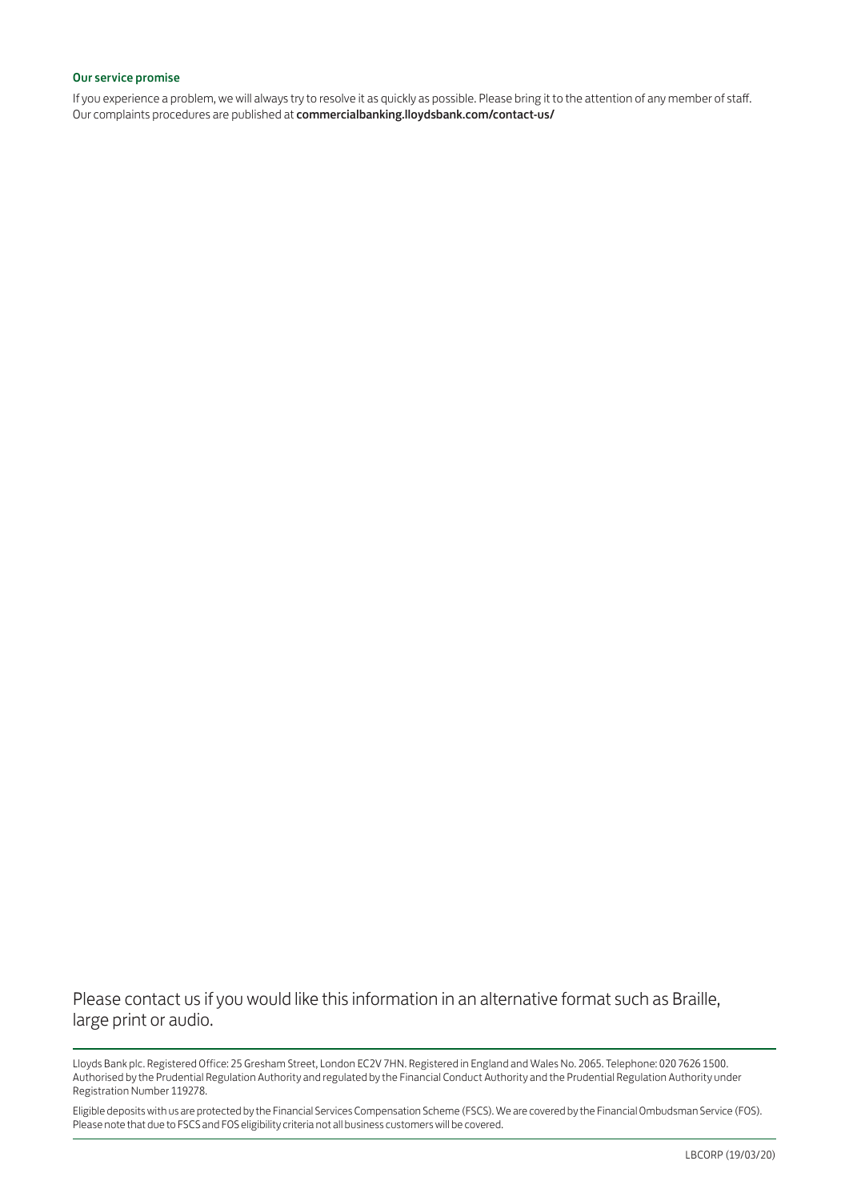### Our service promise

If you experience a problem, we will always try to resolve it as quickly as possible. Please bring it to the attention of any member of staff. Our complaints procedures are published at **commercialbanking.lloydsbank.com/contact-us/**

Please contact us if you would like this information in an alternative format such as Braille, large print or audio.

Lloyds Bank plc. Registered Office: 25 Gresham Street, London EC2V 7HN. Registered in England and Wales No. 2065. Telephone: 020 7626 1500. Authorised by the Prudential Regulation Authority and regulated by the Financial Conduct Authority and the Prudential Regulation Authority under Registration Number 119278.

Eligible deposits with us are protected by the Financial Services Compensation Scheme (FSCS). We are covered by the Financial Ombudsman Service (FOS). Please note that due to FSCS and FOS eligibility criteria not all business customers will be covered.

LBCORP (19/03/20)